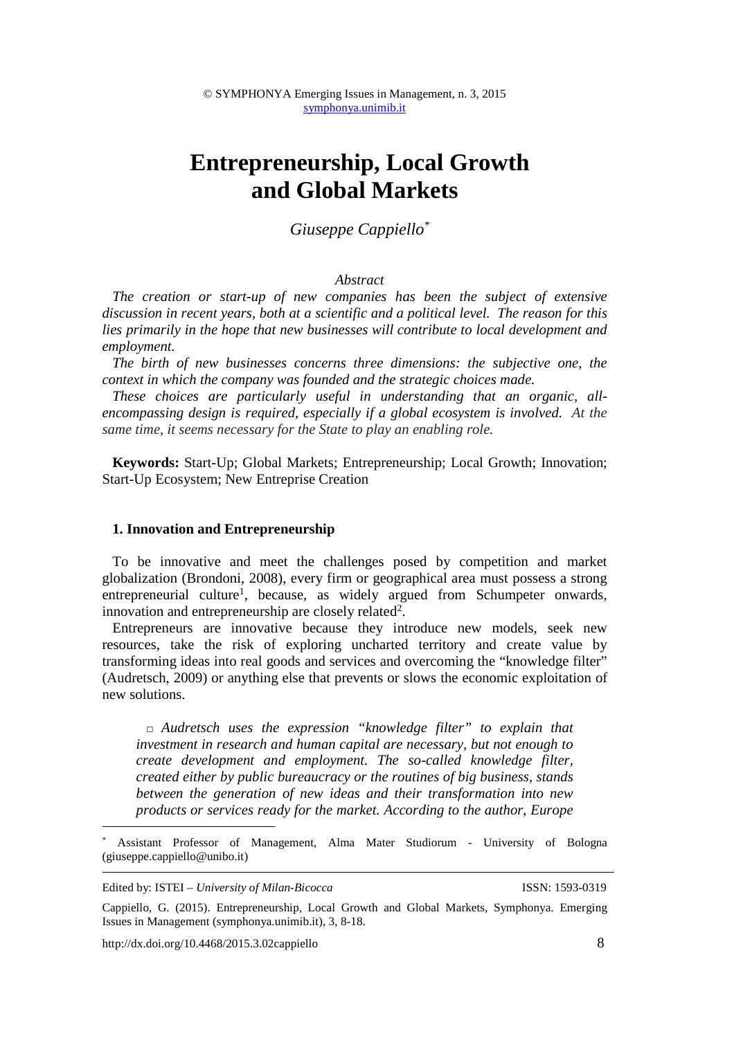# Entrepreneurship, Local Growth and Global Markets

*Giuseppe Cappiello*[*]

*Abstract*

*The creation or start-up of new companies has been the subject of extensive discussion in recent years, both at a scientific and a political level. The reason for this lies primarily in the hope that new businesses will contribute to local development and employment.*

*The birth of new businesses concerns three dimensions: the subjective one, the context in which the company was founded and the strategic choices made.*

*These choices are particularly useful in understanding that an organic, all-encompassing design is required, especially if a global ecosystem is involved. At the same time, it seems necessary for the State to play an enabling role.*

**Keywords:** Start-Up; Global Markets; Entrepreneurship; Local Growth; Innovation; Start-Up Ecosystem; New Entreprise Creation

## 1. Innovation and Entrepreneurship

To be innovative and meet the challenges posed by competition and market globalization (Brondoni, 2008), every firm or geographical area must possess a strong entrepreneurial culture[1], because, as widely argued from Schumpeter onwards, innovation and entrepreneurship are closely related[2].

Entrepreneurs are innovative because they introduce new models, seek new resources, take the risk of exploring uncharted territory and create value by transforming ideas into real goods and services and overcoming the "knowledge filter" (Audretsch, 2009) or anything else that prevents or slows the economic exploitation of new solutions.

> □ *Audretsch uses the expression "knowledge filter" to explain that investment in research and human capital are necessary, but not enough to create development and employment. The so-called knowledge filter, created either by public bureaucracy or the routines of big business, stands between the generation of new ideas and their transformation into new products or services ready for the market. According to the author, Europe*

---

[*] Assistant Professor of Management, Alma Mater Studiorum - University of Bologna (giuseppe.cappiello@unibo.it)

Edited by: ISTEI – *University of Milan-Bicocca* ISSN: 1593-0319

Cappiello, G. (2015). Entrepreneurship, Local Growth and Global Markets, Symphonya. Emerging Issues in Management (symphonya.unimib.it), 3, 8-18.

http://dx.doi.org/10.4468/2015.3.02cappiello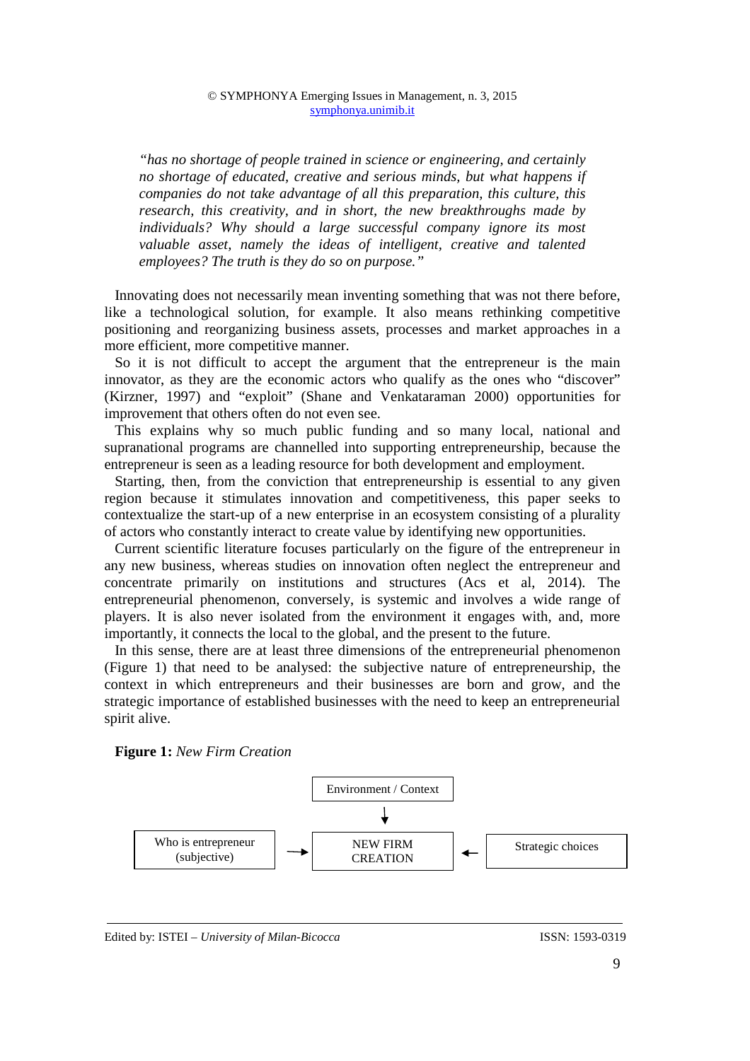> *"has no shortage of people trained in science or engineering, and certainly no shortage of educated, creative and serious minds, but what happens if companies do not take advantage of all this preparation, this culture, this research, this creativity, and in short, the new breakthroughs made by individuals? Why should a large successful company ignore its most valuable asset, namely the ideas of intelligent, creative and talented employees? The truth is they do so on purpose."*

Innovating does not necessarily mean inventing something that was not there before, like a technological solution, for example. It also means rethinking competitive positioning and reorganizing business assets, processes and market approaches in a more efficient, more competitive manner.

So it is not difficult to accept the argument that the entrepreneur is the main innovator, as they are the economic actors who qualify as the ones who "discover" (Kirzner, 1997) and "exploit" (Shane and Venkataraman 2000) opportunities for improvement that others often do not even see.

This explains why so much public funding and so many local, national and supranational programs are channelled into supporting entrepreneurship, because the entrepreneur is seen as a leading resource for both development and employment.

Starting, then, from the conviction that entrepreneurship is essential to any given region because it stimulates innovation and competitiveness, this paper seeks to contextualize the start-up of a new enterprise in an ecosystem consisting of a plurality of actors who constantly interact to create value by identifying new opportunities.

Current scientific literature focuses particularly on the figure of the entrepreneur in any new business, whereas studies on innovation often neglect the entrepreneur and concentrate primarily on institutions and structures (Acs et al, 2014). The entrepreneurial phenomenon, conversely, is systemic and involves a wide range of players. It is also never isolated from the environment it engages with, and, more importantly, it connects the local to the global, and the present to the future.

In this sense, there are at least three dimensions of the entrepreneurial phenomenon (Figure 1) that need to be analysed: the subjective nature of entrepreneurship, the context in which entrepreneurs and their businesses are born and grow, and the strategic importance of established businesses with the need to keep an entrepreneurial spirit alive.

**Figure 1:** *New Firm Creation*

```
                         Environment / Context
                                  |
                                  v
Who is entrepreneur  -->    NEW FIRM       <--  Strategic choices
   (subjective)             CREATION
```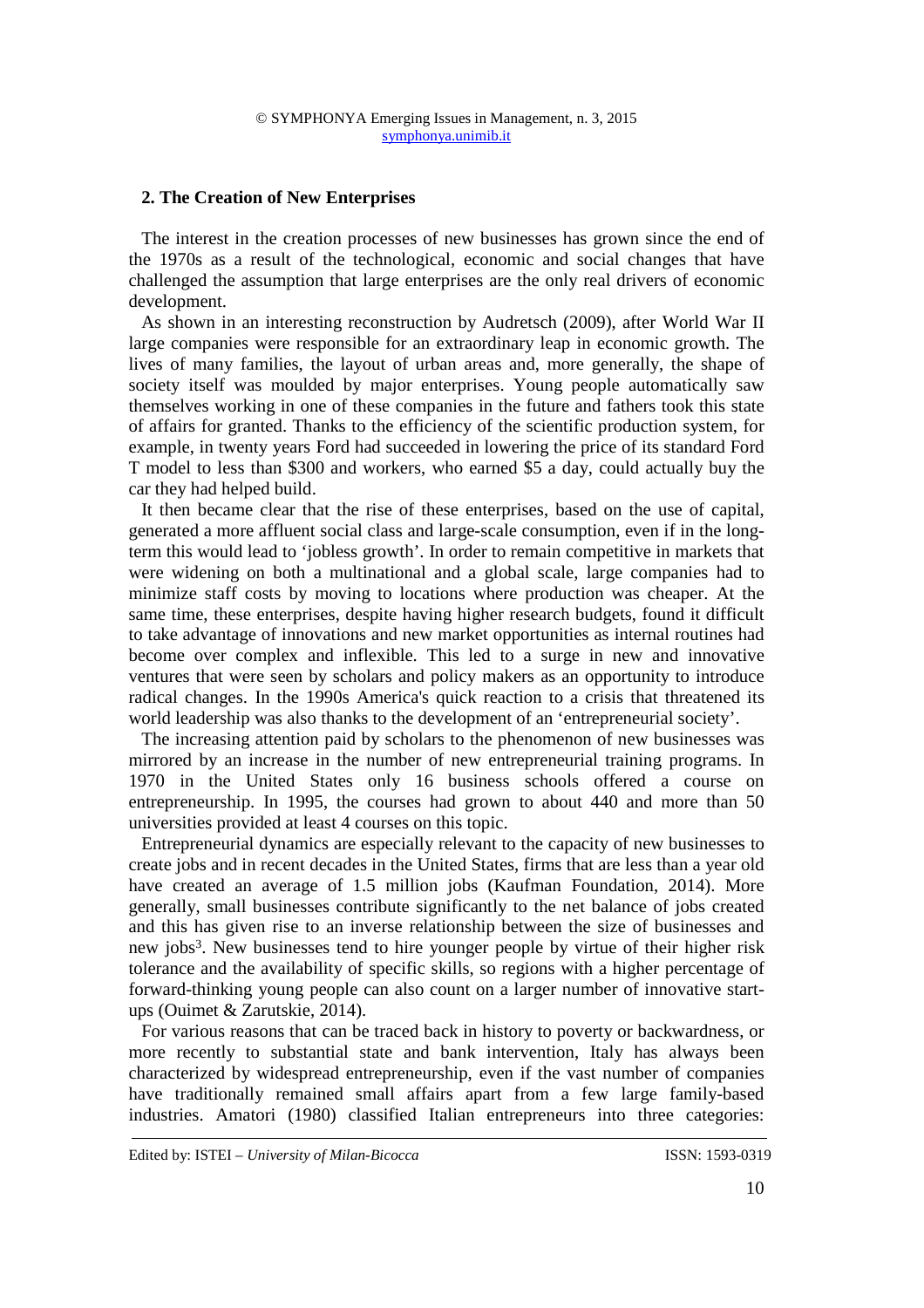## 2. The Creation of New Enterprises

The interest in the creation processes of new businesses has grown since the end of the 1970s as a result of the technological, economic and social changes that have challenged the assumption that large enterprises are the only real drivers of economic development.

As shown in an interesting reconstruction by Audretsch (2009), after World War II large companies were responsible for an extraordinary leap in economic growth. The lives of many families, the layout of urban areas and, more generally, the shape of society itself was moulded by major enterprises. Young people automatically saw themselves working in one of these companies in the future and fathers took this state of affairs for granted. Thanks to the efficiency of the scientific production system, for example, in twenty years Ford had succeeded in lowering the price of its standard Ford T model to less than $300 and workers, who earned $5 a day, could actually buy the car they had helped build.

It then became clear that the rise of these enterprises, based on the use of capital, generated a more affluent social class and large-scale consumption, even if in the long-term this would lead to 'jobless growth'. In order to remain competitive in markets that were widening on both a multinational and a global scale, large companies had to minimize staff costs by moving to locations where production was cheaper. At the same time, these enterprises, despite having higher research budgets, found it difficult to take advantage of innovations and new market opportunities as internal routines had become over complex and inflexible. This led to a surge in new and innovative ventures that were seen by scholars and policy makers as an opportunity to introduce radical changes. In the 1990s America's quick reaction to a crisis that threatened its world leadership was also thanks to the development of an 'entrepreneurial society'.

The increasing attention paid by scholars to the phenomenon of new businesses was mirrored by an increase in the number of new entrepreneurial training programs. In 1970 in the United States only 16 business schools offered a course on entrepreneurship. In 1995, the courses had grown to about 440 and more than 50 universities provided at least 4 courses on this topic.

Entrepreneurial dynamics are especially relevant to the capacity of new businesses to create jobs and in recent decades in the United States, firms that are less than a year old have created an average of 1.5 million jobs (Kaufman Foundation, 2014). More generally, small businesses contribute significantly to the net balance of jobs created and this has given rise to an inverse relationship between the size of businesses and new jobs[3]. New businesses tend to hire younger people by virtue of their higher risk tolerance and the availability of specific skills, so regions with a higher percentage of forward-thinking young people can also count on a larger number of innovative start-ups (Ouimet & Zarutskie, 2014).

For various reasons that can be traced back in history to poverty or backwardness, or more recently to substantial state and bank intervention, Italy has always been characterized by widespread entrepreneurship, even if the vast number of companies have traditionally remained small affairs apart from a few large family-based industries. Amatori (1980) classified Italian entrepreneurs into three categories: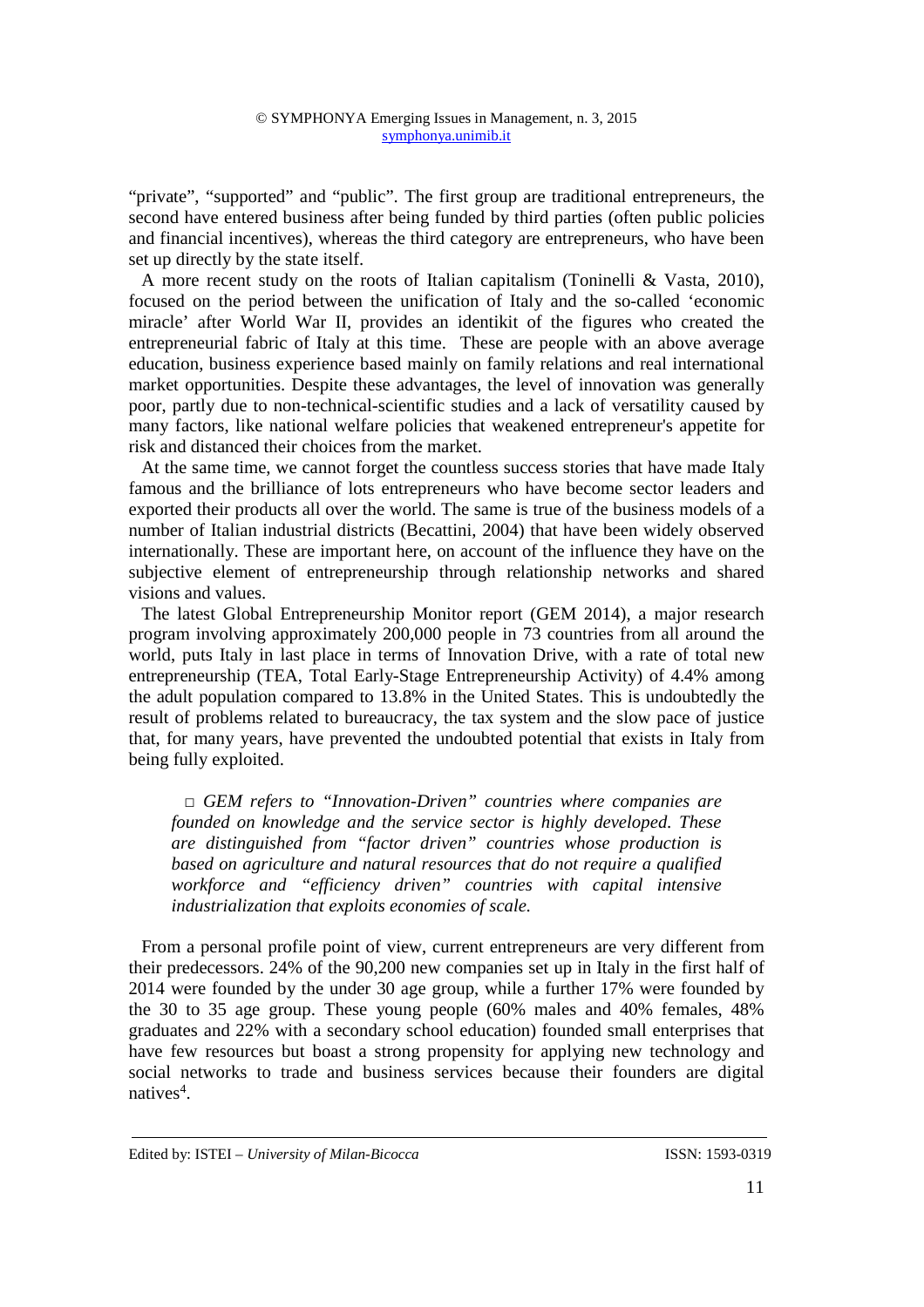"private", "supported" and "public". The first group are traditional entrepreneurs, the second have entered business after being funded by third parties (often public policies and financial incentives), whereas the third category are entrepreneurs, who have been set up directly by the state itself.

A more recent study on the roots of Italian capitalism (Toninelli & Vasta, 2010), focused on the period between the unification of Italy and the so-called 'economic miracle' after World War II, provides an identikit of the figures who created the entrepreneurial fabric of Italy at this time. These are people with an above average education, business experience based mainly on family relations and real international market opportunities. Despite these advantages, the level of innovation was generally poor, partly due to non-technical-scientific studies and a lack of versatility caused by many factors, like national welfare policies that weakened entrepreneur's appetite for risk and distanced their choices from the market.

At the same time, we cannot forget the countless success stories that have made Italy famous and the brilliance of lots entrepreneurs who have become sector leaders and exported their products all over the world. The same is true of the business models of a number of Italian industrial districts (Becattini, 2004) that have been widely observed internationally. These are important here, on account of the influence they have on the subjective element of entrepreneurship through relationship networks and shared visions and values.

The latest Global Entrepreneurship Monitor report (GEM 2014), a major research program involving approximately 200,000 people in 73 countries from all around the world, puts Italy in last place in terms of Innovation Drive, with a rate of total new entrepreneurship (TEA, Total Early-Stage Entrepreneurship Activity) of 4.4% among the adult population compared to 13.8% in the United States. This is undoubtedly the result of problems related to bureaucracy, the tax system and the slow pace of justice that, for many years, have prevented the undoubted potential that exists in Italy from being fully exploited.

> □ *GEM refers to "Innovation-Driven" countries where companies are founded on knowledge and the service sector is highly developed. These are distinguished from "factor driven" countries whose production is based on agriculture and natural resources that do not require a qualified workforce and "efficiency driven" countries with capital intensive industrialization that exploits economies of scale.*

From a personal profile point of view, current entrepreneurs are very different from their predecessors. 24% of the 90,200 new companies set up in Italy in the first half of 2014 were founded by the under 30 age group, while a further 17% were founded by the 30 to 35 age group. These young people (60% males and 40% females, 48% graduates and 22% with a secondary school education) founded small enterprises that have few resources but boast a strong propensity for applying new technology and social networks to trade and business services because their founders are digital natives[4].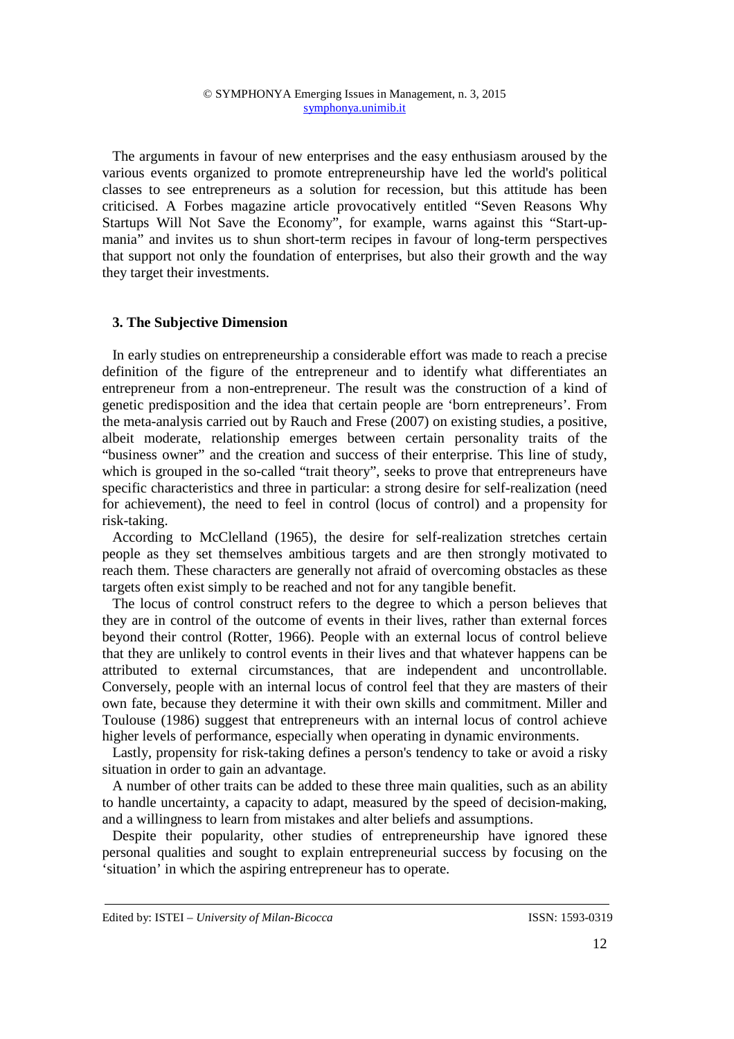The arguments in favour of new enterprises and the easy enthusiasm aroused by the various events organized to promote entrepreneurship have led the world's political classes to see entrepreneurs as a solution for recession, but this attitude has been criticised. A Forbes magazine article provocatively entitled "Seven Reasons Why Startups Will Not Save the Economy", for example, warns against this "Start-up-mania" and invites us to shun short-term recipes in favour of long-term perspectives that support not only the foundation of enterprises, but also their growth and the way they target their investments.

## 3. The Subjective Dimension

In early studies on entrepreneurship a considerable effort was made to reach a precise definition of the figure of the entrepreneur and to identify what differentiates an entrepreneur from a non-entrepreneur. The result was the construction of a kind of genetic predisposition and the idea that certain people are 'born entrepreneurs'. From the meta-analysis carried out by Rauch and Frese (2007) on existing studies, a positive, albeit moderate, relationship emerges between certain personality traits of the "business owner" and the creation and success of their enterprise. This line of study, which is grouped in the so-called "trait theory", seeks to prove that entrepreneurs have specific characteristics and three in particular: a strong desire for self-realization (need for achievement), the need to feel in control (locus of control) and a propensity for risk-taking.

According to McClelland (1965), the desire for self-realization stretches certain people as they set themselves ambitious targets and are then strongly motivated to reach them. These characters are generally not afraid of overcoming obstacles as these targets often exist simply to be reached and not for any tangible benefit.

The locus of control construct refers to the degree to which a person believes that they are in control of the outcome of events in their lives, rather than external forces beyond their control (Rotter, 1966). People with an external locus of control believe that they are unlikely to control events in their lives and that whatever happens can be attributed to external circumstances, that are independent and uncontrollable. Conversely, people with an internal locus of control feel that they are masters of their own fate, because they determine it with their own skills and commitment. Miller and Toulouse (1986) suggest that entrepreneurs with an internal locus of control achieve higher levels of performance, especially when operating in dynamic environments.

Lastly, propensity for risk-taking defines a person's tendency to take or avoid a risky situation in order to gain an advantage.

A number of other traits can be added to these three main qualities, such as an ability to handle uncertainty, a capacity to adapt, measured by the speed of decision-making, and a willingness to learn from mistakes and alter beliefs and assumptions.

Despite their popularity, other studies of entrepreneurship have ignored these personal qualities and sought to explain entrepreneurial success by focusing on the 'situation' in which the aspiring entrepreneur has to operate.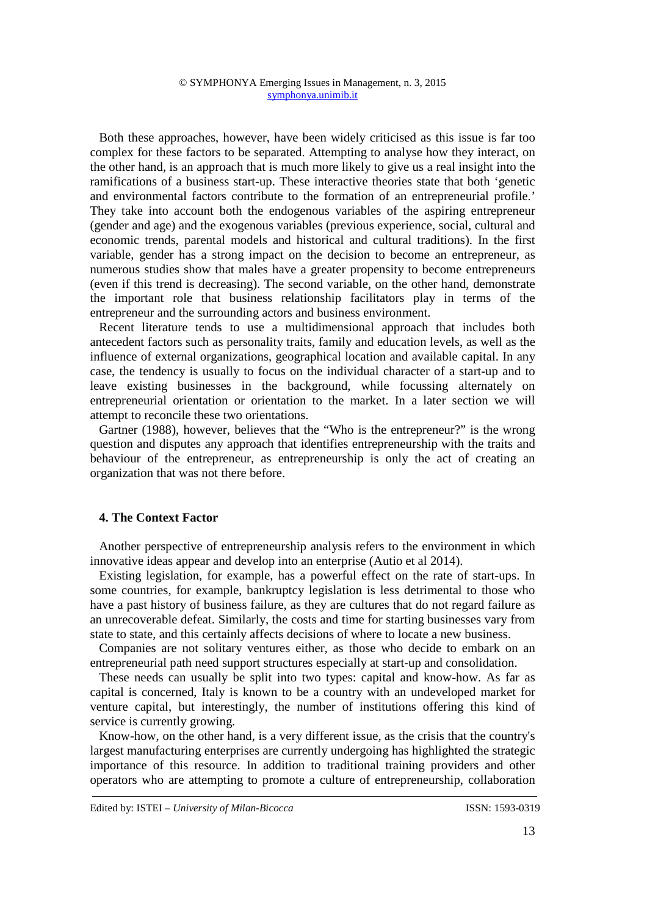Both these approaches, however, have been widely criticised as this issue is far too complex for these factors to be separated. Attempting to analyse how they interact, on the other hand, is an approach that is much more likely to give us a real insight into the ramifications of a business start-up. These interactive theories state that both 'genetic and environmental factors contribute to the formation of an entrepreneurial profile.' They take into account both the endogenous variables of the aspiring entrepreneur (gender and age) and the exogenous variables (previous experience, social, cultural and economic trends, parental models and historical and cultural traditions). In the first variable, gender has a strong impact on the decision to become an entrepreneur, as numerous studies show that males have a greater propensity to become entrepreneurs (even if this trend is decreasing). The second variable, on the other hand, demonstrate the important role that business relationship facilitators play in terms of the entrepreneur and the surrounding actors and business environment.

Recent literature tends to use a multidimensional approach that includes both antecedent factors such as personality traits, family and education levels, as well as the influence of external organizations, geographical location and available capital. In any case, the tendency is usually to focus on the individual character of a start-up and to leave existing businesses in the background, while focussing alternately on entrepreneurial orientation or orientation to the market. In a later section we will attempt to reconcile these two orientations.

Gartner (1988), however, believes that the "Who is the entrepreneur?" is the wrong question and disputes any approach that identifies entrepreneurship with the traits and behaviour of the entrepreneur, as entrepreneurship is only the act of creating an organization that was not there before.

## 4. The Context Factor

Another perspective of entrepreneurship analysis refers to the environment in which innovative ideas appear and develop into an enterprise (Autio et al 2014).

Existing legislation, for example, has a powerful effect on the rate of start-ups. In some countries, for example, bankruptcy legislation is less detrimental to those who have a past history of business failure, as they are cultures that do not regard failure as an unrecoverable defeat. Similarly, the costs and time for starting businesses vary from state to state, and this certainly affects decisions of where to locate a new business.

Companies are not solitary ventures either, as those who decide to embark on an entrepreneurial path need support structures especially at start-up and consolidation.

These needs can usually be split into two types: capital and know-how. As far as capital is concerned, Italy is known to be a country with an undeveloped market for venture capital, but interestingly, the number of institutions offering this kind of service is currently growing.

Know-how, on the other hand, is a very different issue, as the crisis that the country's largest manufacturing enterprises are currently undergoing has highlighted the strategic importance of this resource. In addition to traditional training providers and other operators who are attempting to promote a culture of entrepreneurship, collaboration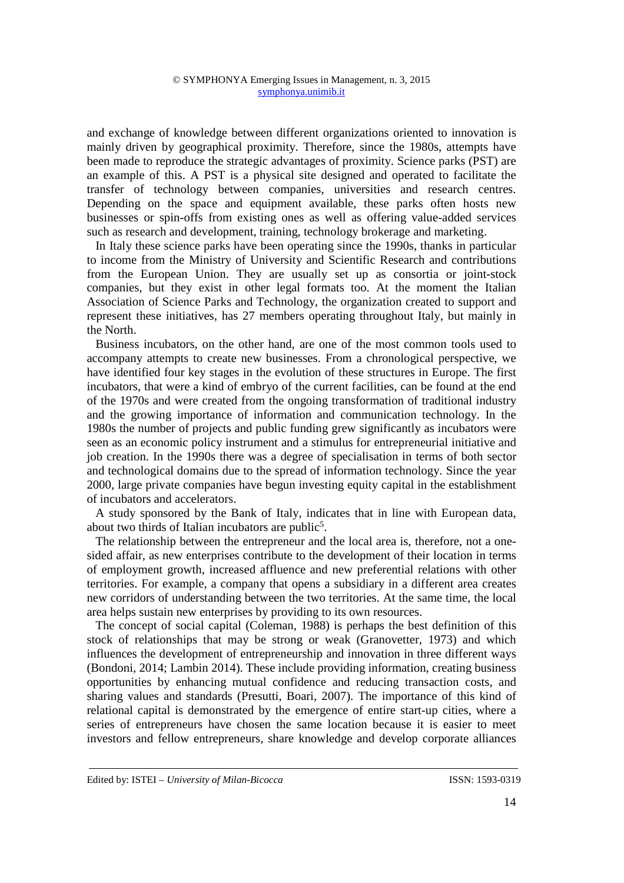and exchange of knowledge between different organizations oriented to innovation is mainly driven by geographical proximity. Therefore, since the 1980s, attempts have been made to reproduce the strategic advantages of proximity. Science parks (PST) are an example of this. A PST is a physical site designed and operated to facilitate the transfer of technology between companies, universities and research centres. Depending on the space and equipment available, these parks often hosts new businesses or spin-offs from existing ones as well as offering value-added services such as research and development, training, technology brokerage and marketing.

In Italy these science parks have been operating since the 1990s, thanks in particular to income from the Ministry of University and Scientific Research and contributions from the European Union. They are usually set up as consortia or joint-stock companies, but they exist in other legal formats too. At the moment the Italian Association of Science Parks and Technology, the organization created to support and represent these initiatives, has 27 members operating throughout Italy, but mainly in the North.

Business incubators, on the other hand, are one of the most common tools used to accompany attempts to create new businesses. From a chronological perspective, we have identified four key stages in the evolution of these structures in Europe. The first incubators, that were a kind of embryo of the current facilities, can be found at the end of the 1970s and were created from the ongoing transformation of traditional industry and the growing importance of information and communication technology. In the 1980s the number of projects and public funding grew significantly as incubators were seen as an economic policy instrument and a stimulus for entrepreneurial initiative and job creation. In the 1990s there was a degree of specialisation in terms of both sector and technological domains due to the spread of information technology. Since the year 2000, large private companies have begun investing equity capital in the establishment of incubators and accelerators.

A study sponsored by the Bank of Italy, indicates that in line with European data, about two thirds of Italian incubators are public[5].

The relationship between the entrepreneur and the local area is, therefore, not a one-sided affair, as new enterprises contribute to the development of their location in terms of employment growth, increased affluence and new preferential relations with other territories. For example, a company that opens a subsidiary in a different area creates new corridors of understanding between the two territories. At the same time, the local area helps sustain new enterprises by providing to its own resources.

The concept of social capital (Coleman, 1988) is perhaps the best definition of this stock of relationships that may be strong or weak (Granovetter, 1973) and which influences the development of entrepreneurship and innovation in three different ways (Bondoni, 2014; Lambin 2014). These include providing information, creating business opportunities by enhancing mutual confidence and reducing transaction costs, and sharing values and standards (Presutti, Boari, 2007). The importance of this kind of relational capital is demonstrated by the emergence of entire start-up cities, where a series of entrepreneurs have chosen the same location because it is easier to meet investors and fellow entrepreneurs, share knowledge and develop corporate alliances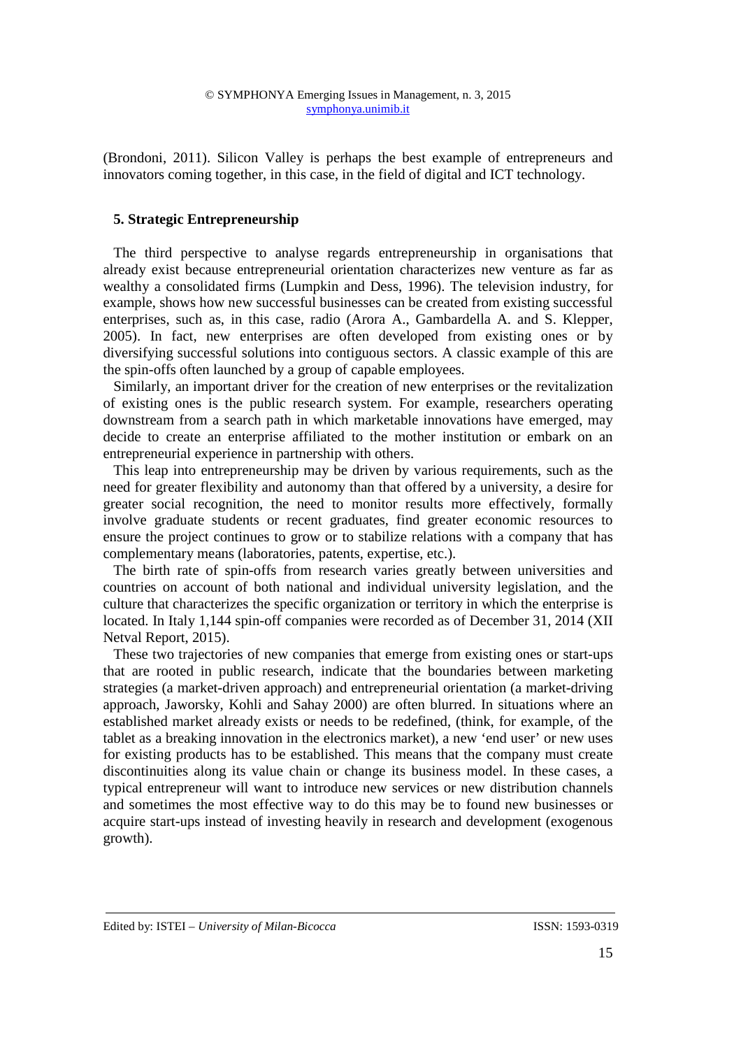(Brondoni, 2011). Silicon Valley is perhaps the best example of entrepreneurs and innovators coming together, in this case, in the field of digital and ICT technology.

## 5. Strategic Entrepreneurship

The third perspective to analyse regards entrepreneurship in organisations that already exist because entrepreneurial orientation characterizes new venture as far as wealthy a consolidated firms (Lumpkin and Dess, 1996). The television industry, for example, shows how new successful businesses can be created from existing successful enterprises, such as, in this case, radio (Arora A., Gambardella A. and S. Klepper, 2005). In fact, new enterprises are often developed from existing ones or by diversifying successful solutions into contiguous sectors. A classic example of this are the spin-offs often launched by a group of capable employees.

Similarly, an important driver for the creation of new enterprises or the revitalization of existing ones is the public research system. For example, researchers operating downstream from a search path in which marketable innovations have emerged, may decide to create an enterprise affiliated to the mother institution or embark on an entrepreneurial experience in partnership with others.

This leap into entrepreneurship may be driven by various requirements, such as the need for greater flexibility and autonomy than that offered by a university, a desire for greater social recognition, the need to monitor results more effectively, formally involve graduate students or recent graduates, find greater economic resources to ensure the project continues to grow or to stabilize relations with a company that has complementary means (laboratories, patents, expertise, etc.).

The birth rate of spin-offs from research varies greatly between universities and countries on account of both national and individual university legislation, and the culture that characterizes the specific organization or territory in which the enterprise is located. In Italy 1,144 spin-off companies were recorded as of December 31, 2014 (XII Netval Report, 2015).

These two trajectories of new companies that emerge from existing ones or start-ups that are rooted in public research, indicate that the boundaries between marketing strategies (a market-driven approach) and entrepreneurial orientation (a market-driving approach, Jaworsky, Kohli and Sahay 2000) are often blurred. In situations where an established market already exists or needs to be redefined, (think, for example, of the tablet as a breaking innovation in the electronics market), a new 'end user' or new uses for existing products has to be established. This means that the company must create discontinuities along its value chain or change its business model. In these cases, a typical entrepreneur will want to introduce new services or new distribution channels and sometimes the most effective way to do this may be to found new businesses or acquire start-ups instead of investing heavily in research and development (exogenous growth).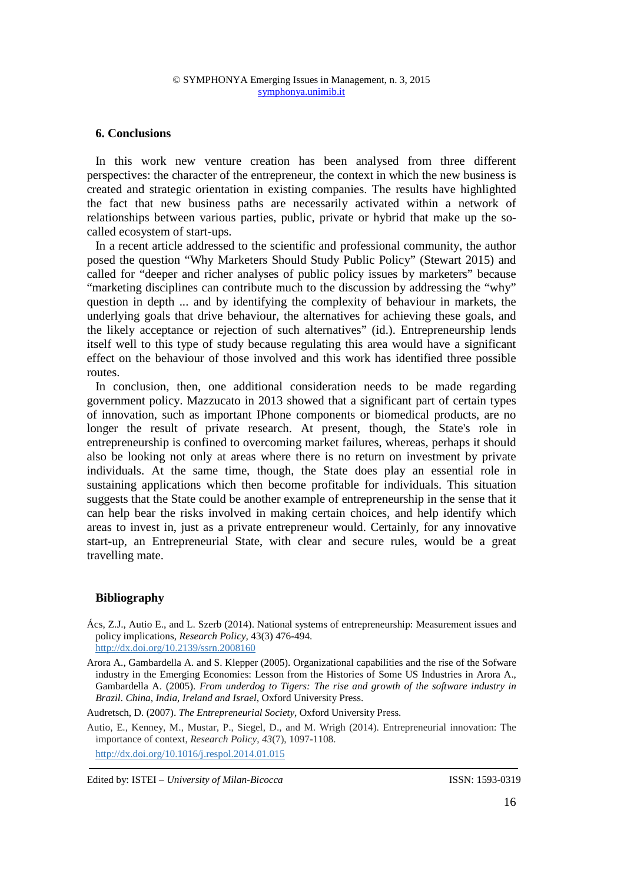## 6. Conclusions

In this work new venture creation has been analysed from three different perspectives: the character of the entrepreneur, the context in which the new business is created and strategic orientation in existing companies. The results have highlighted the fact that new business paths are necessarily activated within a network of relationships between various parties, public, private or hybrid that make up the so-called ecosystem of start-ups.

In a recent article addressed to the scientific and professional community, the author posed the question "Why Marketers Should Study Public Policy" (Stewart 2015) and called for "deeper and richer analyses of public policy issues by marketers" because "marketing disciplines can contribute much to the discussion by addressing the "why" question in depth ... and by identifying the complexity of behaviour in markets, the underlying goals that drive behaviour, the alternatives for achieving these goals, and the likely acceptance or rejection of such alternatives" (id.). Entrepreneurship lends itself well to this type of study because regulating this area would have a significant effect on the behaviour of those involved and this work has identified three possible routes.

In conclusion, then, one additional consideration needs to be made regarding government policy. Mazzucato in 2013 showed that a significant part of certain types of innovation, such as important IPhone components or biomedical products, are no longer the result of private research. At present, though, the State's role in entrepreneurship is confined to overcoming market failures, whereas, perhaps it should also be looking not only at areas where there is no return on investment by private individuals. At the same time, though, the State does play an essential role in sustaining applications which then become profitable for individuals. This situation suggests that the State could be another example of entrepreneurship in the sense that it can help bear the risks involved in making certain choices, and help identify which areas to invest in, just as a private entrepreneur would. Certainly, for any innovative start-up, an Entrepreneurial State, with clear and secure rules, would be a great travelling mate.

## Bibliography

Ács, Z.J., Autio E., and L. Szerb (2014). National systems of entrepreneurship: Measurement issues and policy implications, *Research Policy*, 43(3) 476-494. http://dx.doi.org/10.2139/ssrn.2008160

Arora A., Gambardella A. and S. Klepper (2005). Organizational capabilities and the rise of the Sofware industry in the Emerging Economies: Lesson from the Histories of Some US Industries in Arora A., Gambardella A. (2005). *From underdog to Tigers: The rise and growth of the software industry in Brazil. China, India, Ireland and Israel*, Oxford University Press.

Audretsch, D. (2007). *The Entrepreneurial Society*, Oxford University Press.

Autio, E., Kenney, M., Mustar, P., Siegel, D., and M. Wrigh (2014). Entrepreneurial innovation: The importance of context, *Research Policy*, *43*(7), 1097-1108. http://dx.doi.org/10.1016/j.respol.2014.01.015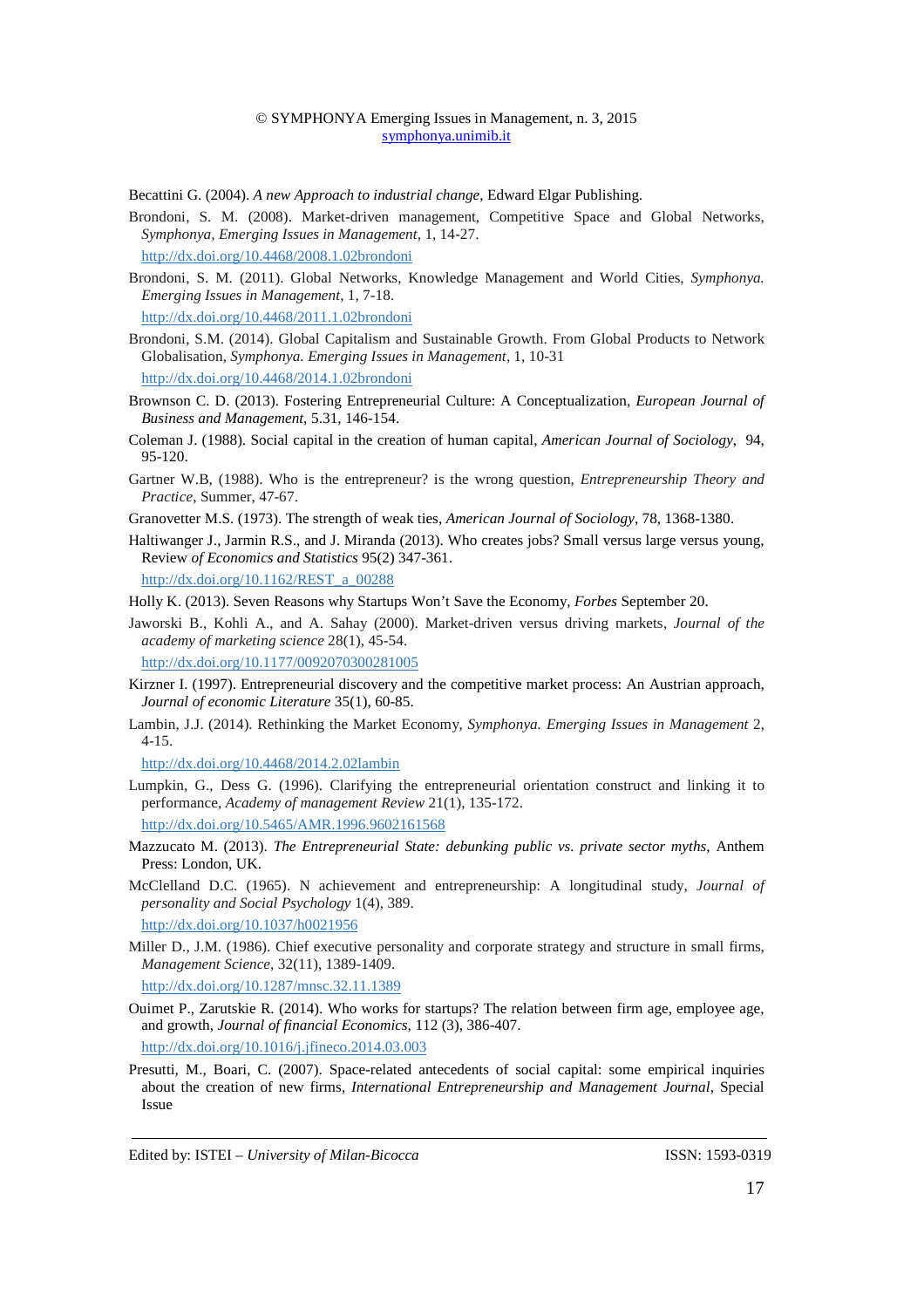Becattini G. (2004). *A new Approach to industrial change*, Edward Elgar Publishing.

Brondoni, S. M. (2008). Market-driven management, Competitive Space and Global Networks, *Symphonya, Emerging Issues in Management*, 1, 14-27.
http://dx.doi.org/10.4468/2008.1.02brondoni

Brondoni, S. M. (2011). Global Networks, Knowledge Management and World Cities, *Symphonya. Emerging Issues in Management*, 1, 7-18.
http://dx.doi.org/10.4468/2011.1.02brondoni

Brondoni, S.M. (2014). Global Capitalism and Sustainable Growth. From Global Products to Network Globalisation, *Symphonya. Emerging Issues in Management*, 1, 10-31
http://dx.doi.org/10.4468/2014.1.02brondoni

Brownson C. D. (2013). Fostering Entrepreneurial Culture: A Conceptualization, *European Journal of Business and Management*, 5.31, 146-154.

Coleman J. (1988). Social capital in the creation of human capital, *American Journal of Sociology*, 94, 95-120.

Gartner W.B, (1988). Who is the entrepreneur? is the wrong question, *Entrepreneurship Theory and Practice*, Summer, 47-67.

Granovetter M.S. (1973). The strength of weak ties, *American Journal of Sociology*, 78, 1368-1380.

Haltiwanger J., Jarmin R.S., and J. Miranda (2013). Who creates jobs? Small versus large versus young, Review *of Economics and Statistics* 95(2) 347-361.
http://dx.doi.org/10.1162/REST_a_00288

Holly K. (2013). Seven Reasons why Startups Won't Save the Economy, *Forbes* September 20.

Jaworski B., Kohli A., and A. Sahay (2000). Market-driven versus driving markets, *Journal of the academy of marketing science* 28(1), 45-54.
http://dx.doi.org/10.1177/0092070300281005

Kirzner I. (1997). Entrepreneurial discovery and the competitive market process: An Austrian approach, *Journal of economic Literature* 35(1), 60-85.

Lambin, J.J. (2014). Rethinking the Market Economy, *Symphonya. Emerging Issues in Management* 2, 4-15.
http://dx.doi.org/10.4468/2014.2.02lambin

Lumpkin, G., Dess G. (1996). Clarifying the entrepreneurial orientation construct and linking it to performance, *Academy of management Review* 21(1), 135-172.
http://dx.doi.org/10.5465/AMR.1996.9602161568

Mazzucato M. (2013). *The Entrepreneurial State: debunking public vs. private sector myths*, Anthem Press: London, UK.

McClelland D.C. (1965). N achievement and entrepreneurship: A longitudinal study, *Journal of personality and Social Psychology* 1(4), 389.
http://dx.doi.org/10.1037/h0021956

Miller D., J.M. (1986). Chief executive personality and corporate strategy and structure in small firms, *Management Science*, 32(11), 1389-1409.
http://dx.doi.org/10.1287/mnsc.32.11.1389

Ouimet P., Zarutskie R. (2014). Who works for startups? The relation between firm age, employee age, and growth, *Journal of financial Economics*, 112 (3), 386-407.
http://dx.doi.org/10.1016/j.jfineco.2014.03.003

Presutti, M., Boari, C. (2007). Space-related antecedents of social capital: some empirical inquiries about the creation of new firms, *International Entrepreneurship and Management Journal*, Special Issue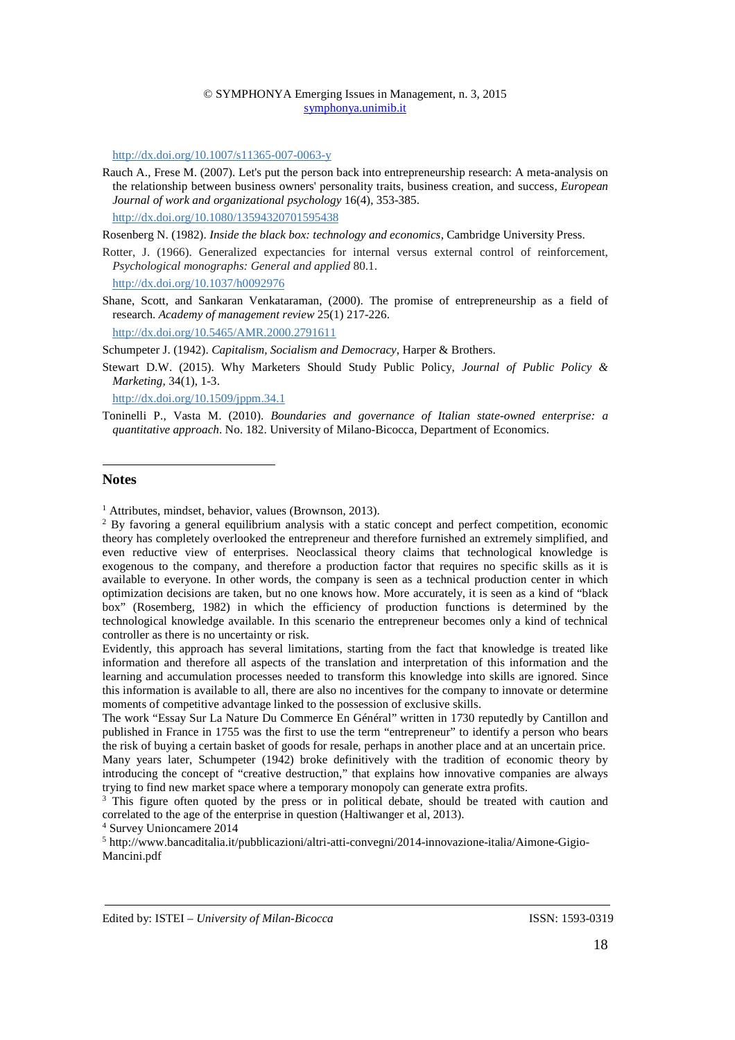http://dx.doi.org/10.1007/s11365-007-0063-y

Rauch A., Frese M. (2007). Let's put the person back into entrepreneurship research: A meta-analysis on the relationship between business owners' personality traits, business creation, and success, *European Journal of work and organizational psychology* 16(4), 353-385.

http://dx.doi.org/10.1080/13594320701595438

Rosenberg N. (1982). *Inside the black box: technology and economics*, Cambridge University Press.

Rotter, J. (1966). Generalized expectancies for internal versus external control of reinforcement, *Psychological monographs: General and applied* 80.1.

http://dx.doi.org/10.1037/h0092976

Shane, Scott, and Sankaran Venkataraman, (2000). The promise of entrepreneurship as a field of research. *Academy of management review* 25(1) 217-226.

http://dx.doi.org/10.5465/AMR.2000.2791611

Schumpeter J. (1942). *Capitalism, Socialism and Democracy*, Harper & Brothers.

Stewart D.W. (2015). Why Marketers Should Study Public Policy, *Journal of Public Policy & Marketing*, 34(1), 1-3.

http://dx.doi.org/10.1509/jppm.34.1

Toninelli P., Vasta M. (2010). *Boundaries and governance of Italian state-owned enterprise: a quantitative approach*. No. 182. University of Milano-Bicocca, Department of Economics.

## Notes

[1] Attributes, mindset, behavior, values (Brownson, 2013).

[2] By favoring a general equilibrium analysis with a static concept and perfect competition, economic theory has completely overlooked the entrepreneur and therefore furnished an extremely simplified, and even reductive view of enterprises. Neoclassical theory claims that technological knowledge is exogenous to the company, and therefore a production factor that requires no specific skills as it is available to everyone. In other words, the company is seen as a technical production center in which optimization decisions are taken, but no one knows how. More accurately, it is seen as a kind of "black box" (Rosemberg, 1982) in which the efficiency of production functions is determined by the technological knowledge available. In this scenario the entrepreneur becomes only a kind of technical controller as there is no uncertainty or risk.

Evidently, this approach has several limitations, starting from the fact that knowledge is treated like information and therefore all aspects of the translation and interpretation of this information and the learning and accumulation processes needed to transform this knowledge into skills are ignored. Since this information is available to all, there are also no incentives for the company to innovate or determine moments of competitive advantage linked to the possession of exclusive skills.

The work "Essay Sur La Nature Du Commerce En Général" written in 1730 reputedly by Cantillon and published in France in 1755 was the first to use the term "entrepreneur" to identify a person who bears the risk of buying a certain basket of goods for resale, perhaps in another place and at an uncertain price.

Many years later, Schumpeter (1942) broke definitively with the tradition of economic theory by introducing the concept of "creative destruction," that explains how innovative companies are always trying to find new market space where a temporary monopoly can generate extra profits.

[3] This figure often quoted by the press or in political debate, should be treated with caution and correlated to the age of the enterprise in question (Haltiwanger et al, 2013).

[4] Survey Unioncamere 2014

[5] http://www.bancaditalia.it/pubblicazioni/altri-atti-convegni/2014-innovazione-italia/Aimone-Gigio-Mancini.pdf